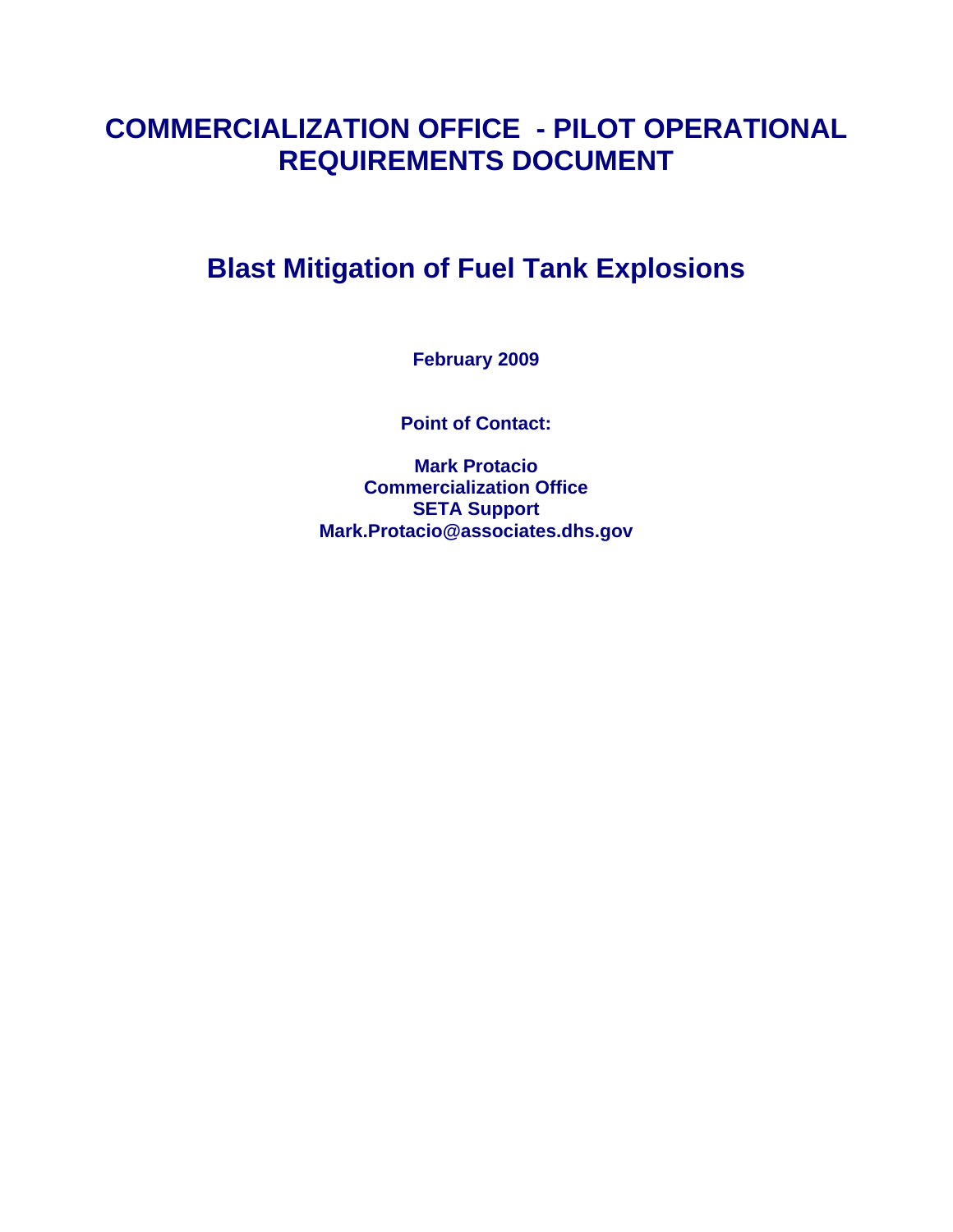# COMMERCIALIZATION OFFICE - PILOT OPERATIONAL REQUIREMENTS DOCUMENT

## Blast Mitigation of Fuel Tank Explosions

**February 2009**

**Point of Contact:**

**Mark Protacio**
**Commercialization Office**
**SETA Support**
**Mark.Protacio@associates.dhs.gov**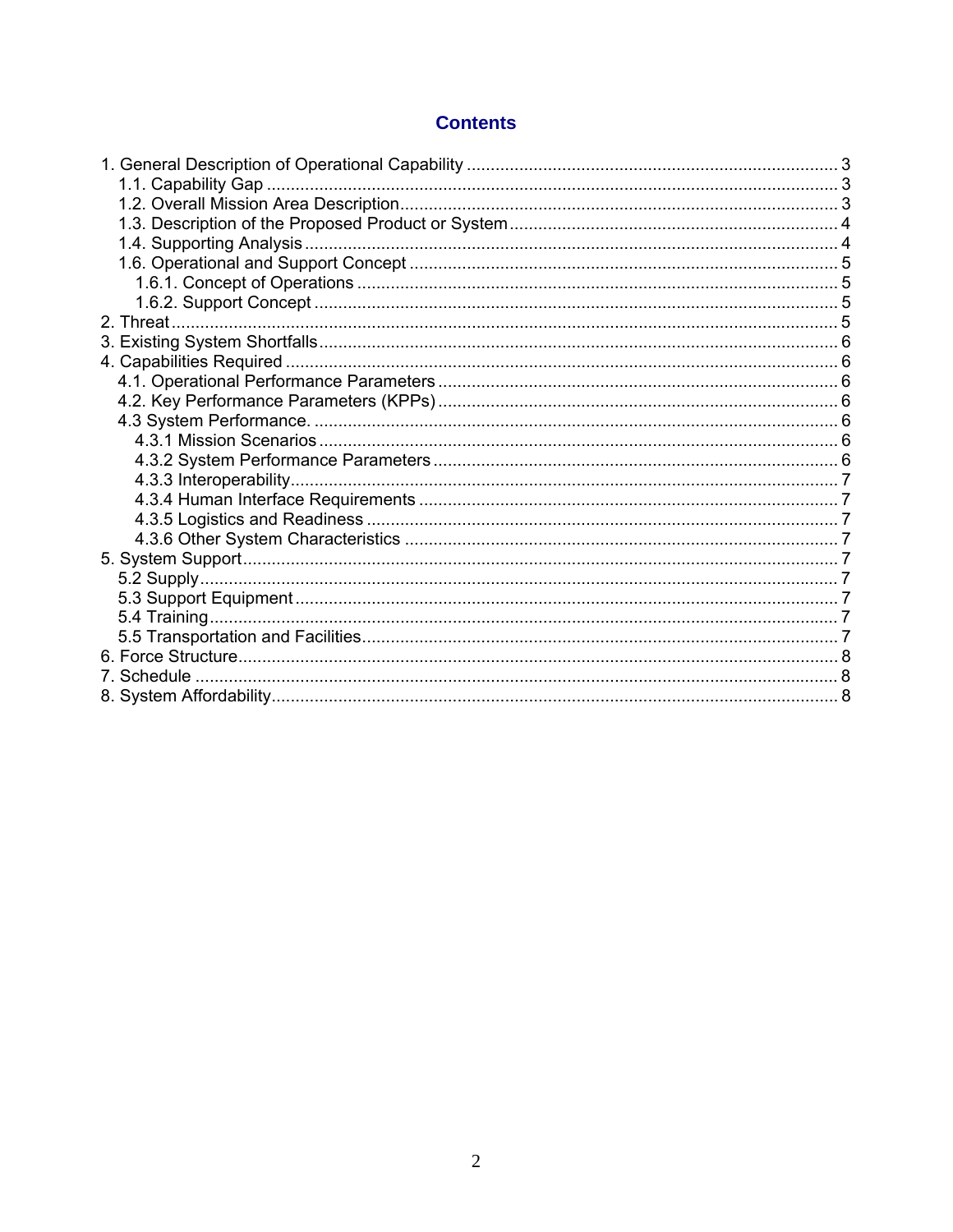# Contents

1. General Description of Operational Capability ............................................................................ 3
   - 1.1. Capability Gap ...................................................................................................................... 3
   - 1.2. Overall Mission Area Description........................................................................................... 3
   - 1.3. Description of the Proposed Product or System..................................................................... 4
   - 1.4. Supporting Analysis............................................................................................................... 4
   - 1.6. Operational and Support Concept ......................................................................................... 5
     - 1.6.1. Concept of Operations .................................................................................................... 5
     - 1.6.2. Support Concept ............................................................................................................. 5
2. Threat............................................................................................................................................ 5
3. Existing System Shortfalls............................................................................................................. 6
4. Capabilities Required ..................................................................................................................... 6
   - 4.1. Operational Performance Parameters .................................................................................... 6
   - 4.2. Key Performance Parameters (KPPs).................................................................................... 6
   - 4.3 System Performance. .............................................................................................................. 6
     - 4.3.1 Mission Scenarios ............................................................................................................. 6
     - 4.3.2 System Performance Parameters ..................................................................................... 6
     - 4.3.3 Interoperability................................................................................................................... 7
     - 4.3.4 Human Interface Requirements ........................................................................................ 7
     - 4.3.5 Logistics and Readiness ................................................................................................... 7
     - 4.3.6 Other System Characteristics ........................................................................................... 7
5. System Support.............................................................................................................................. 7
   - 5.2 Supply...................................................................................................................................... 7
   - 5.3 Support Equipment.................................................................................................................. 7
   - 5.4 Training.................................................................................................................................... 7
   - 5.5 Transportation and Facilities.................................................................................................... 7
6. Force Structure............................................................................................................................... 8
7. Schedule ........................................................................................................................................ 8
8. System Affordability........................................................................................................................ 8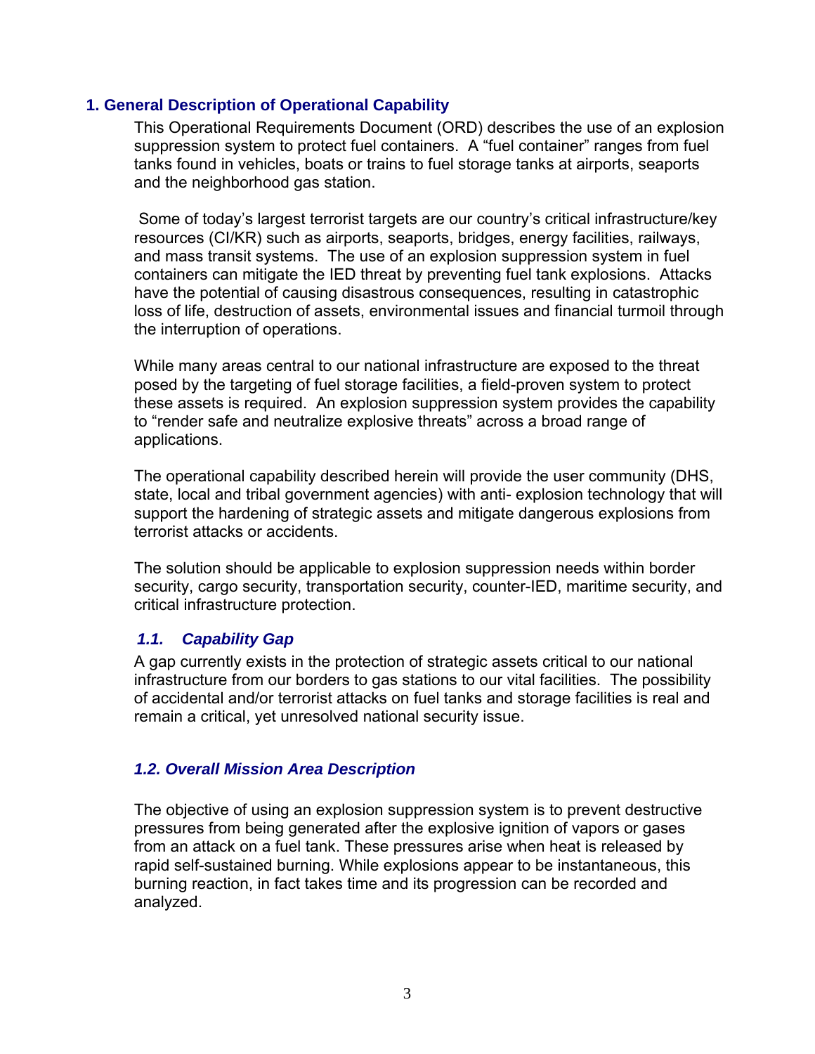## 1. General Description of Operational Capability

This Operational Requirements Document (ORD) describes the use of an explosion suppression system to protect fuel containers. A "fuel container" ranges from fuel tanks found in vehicles, boats or trains to fuel storage tanks at airports, seaports and the neighborhood gas station.

Some of today's largest terrorist targets are our country's critical infrastructure/key resources (CI/KR) such as airports, seaports, bridges, energy facilities, railways, and mass transit systems. The use of an explosion suppression system in fuel containers can mitigate the IED threat by preventing fuel tank explosions. Attacks have the potential of causing disastrous consequences, resulting in catastrophic loss of life, destruction of assets, environmental issues and financial turmoil through the interruption of operations.

While many areas central to our national infrastructure are exposed to the threat posed by the targeting of fuel storage facilities, a field-proven system to protect these assets is required. An explosion suppression system provides the capability to "render safe and neutralize explosive threats" across a broad range of applications.

The operational capability described herein will provide the user community (DHS, state, local and tribal government agencies) with anti- explosion technology that will support the hardening of strategic assets and mitigate dangerous explosions from terrorist attacks or accidents.

The solution should be applicable to explosion suppression needs within border security, cargo security, transportation security, counter-IED, maritime security, and critical infrastructure protection.

### *1.1. Capability Gap*

A gap currently exists in the protection of strategic assets critical to our national infrastructure from our borders to gas stations to our vital facilities. The possibility of accidental and/or terrorist attacks on fuel tanks and storage facilities is real and remain a critical, yet unresolved national security issue.

### *1.2. Overall Mission Area Description*

The objective of using an explosion suppression system is to prevent destructive pressures from being generated after the explosive ignition of vapors or gases from an attack on a fuel tank. These pressures arise when heat is released by rapid self-sustained burning. While explosions appear to be instantaneous, this burning reaction, in fact takes time and its progression can be recorded and analyzed.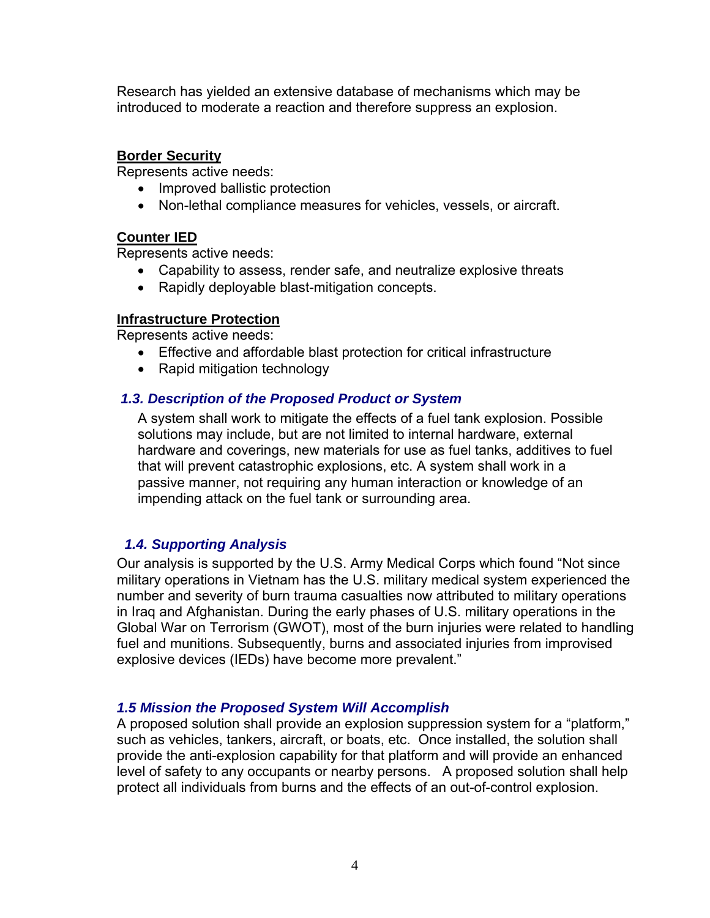Research has yielded an extensive database of mechanisms which may be introduced to moderate a reaction and therefore suppress an explosion.

**Border Security**

Represents active needs:

- Improved ballistic protection
- Non-lethal compliance measures for vehicles, vessels, or aircraft.

**Counter IED**

Represents active needs:

- Capability to assess, render safe, and neutralize explosive threats
- Rapidly deployable blast-mitigation concepts.

**Infrastructure Protection**

Represents active needs:

- Effective and affordable blast protection for critical infrastructure
- Rapid mitigation technology

### *1.3. Description of the Proposed Product or System*

A system shall work to mitigate the effects of a fuel tank explosion. Possible solutions may include, but are not limited to internal hardware, external hardware and coverings, new materials for use as fuel tanks, additives to fuel that will prevent catastrophic explosions, etc. A system shall work in a passive manner, not requiring any human interaction or knowledge of an impending attack on the fuel tank or surrounding area.

### *1.4. Supporting Analysis*

Our analysis is supported by the U.S. Army Medical Corps which found "Not since military operations in Vietnam has the U.S. military medical system experienced the number and severity of burn trauma casualties now attributed to military operations in Iraq and Afghanistan. During the early phases of U.S. military operations in the Global War on Terrorism (GWOT), most of the burn injuries were related to handling fuel and munitions. Subsequently, burns and associated injuries from improvised explosive devices (IEDs) have become more prevalent."

### *1.5 Mission the Proposed System Will Accomplish*

A proposed solution shall provide an explosion suppression system for a "platform," such as vehicles, tankers, aircraft, or boats, etc. Once installed, the solution shall provide the anti-explosion capability for that platform and will provide an enhanced level of safety to any occupants or nearby persons. A proposed solution shall help protect all individuals from burns and the effects of an out-of-control explosion.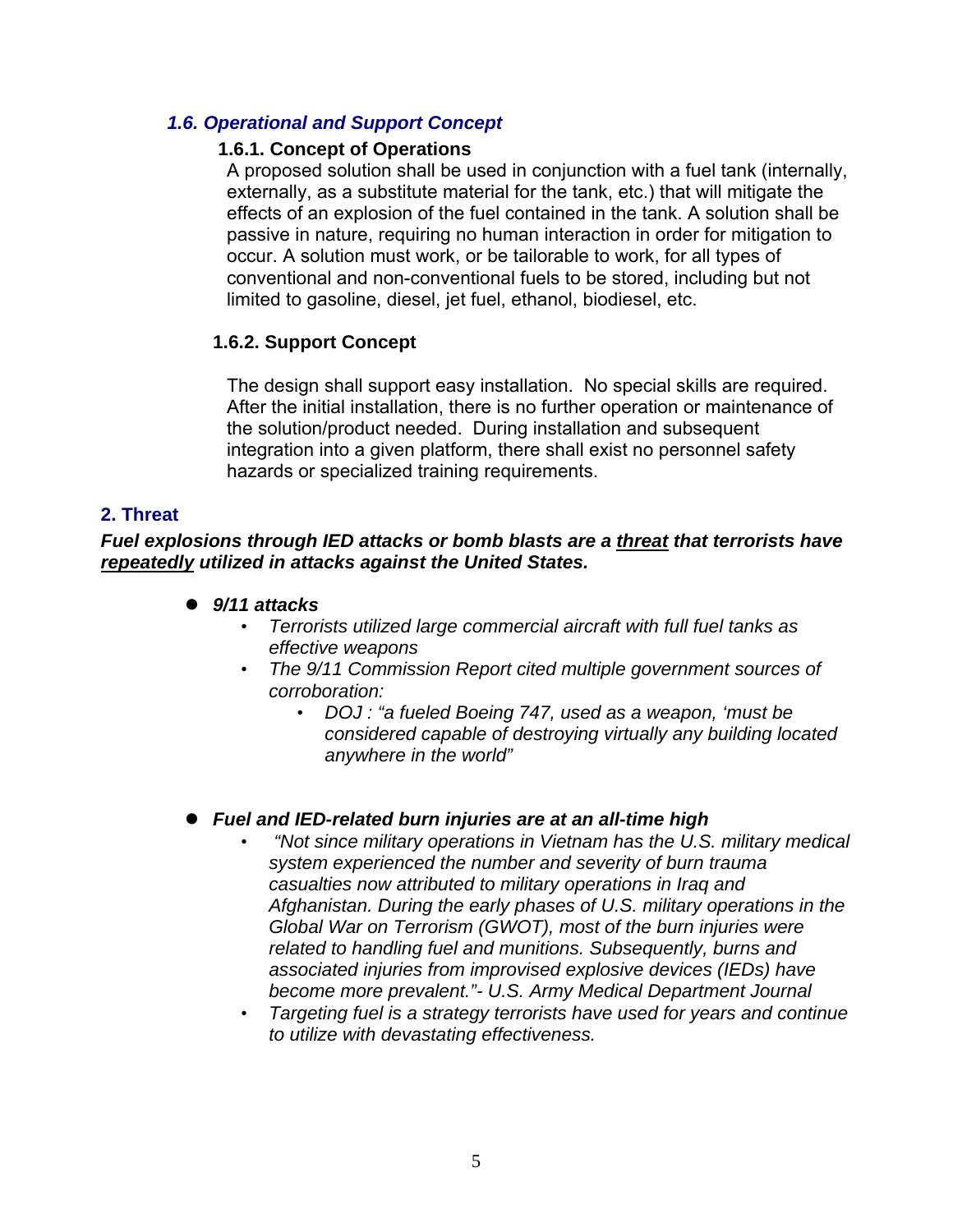### *1.6. Operational and Support Concept*

#### 1.6.1. Concept of Operations

A proposed solution shall be used in conjunction with a fuel tank (internally, externally, as a substitute material for the tank, etc.) that will mitigate the effects of an explosion of the fuel contained in the tank. A solution shall be passive in nature, requiring no human interaction in order for mitigation to occur. A solution must work, or be tailorable to work, for all types of conventional and non-conventional fuels to be stored, including but not limited to gasoline, diesel, jet fuel, ethanol, biodiesel, etc.

#### 1.6.2. Support Concept

The design shall support easy installation. No special skills are required. After the initial installation, there is no further operation or maintenance of the solution/product needed. During installation and subsequent integration into a given platform, there shall exist no personnel safety hazards or specialized training requirements.

## 2. Threat

***Fuel explosions through IED attacks or bomb blasts are a <u>threat</u> that terrorists have <u>repeatedly</u> utilized in attacks against the United States.***

- ***9/11 attacks***
  - *Terrorists utilized large commercial aircraft with full fuel tanks as effective weapons*
  - *The 9/11 Commission Report cited multiple government sources of corroboration:*
    - *DOJ : "a fueled Boeing 747, used as a weapon, 'must be considered capable of destroying virtually any building located anywhere in the world"*

- ***Fuel and IED-related burn injuries are at an all-time high***
  - *"Not since military operations in Vietnam has the U.S. military medical system experienced the number and severity of burn trauma casualties now attributed to military operations in Iraq and Afghanistan. During the early phases of U.S. military operations in the Global War on Terrorism (GWOT), most of the burn injuries were related to handling fuel and munitions. Subsequently, burns and associated injuries from improvised explosive devices (IEDs) have become more prevalent."- U.S. Army Medical Department Journal*
  - *Targeting fuel is a strategy terrorists have used for years and continue to utilize with devastating effectiveness.*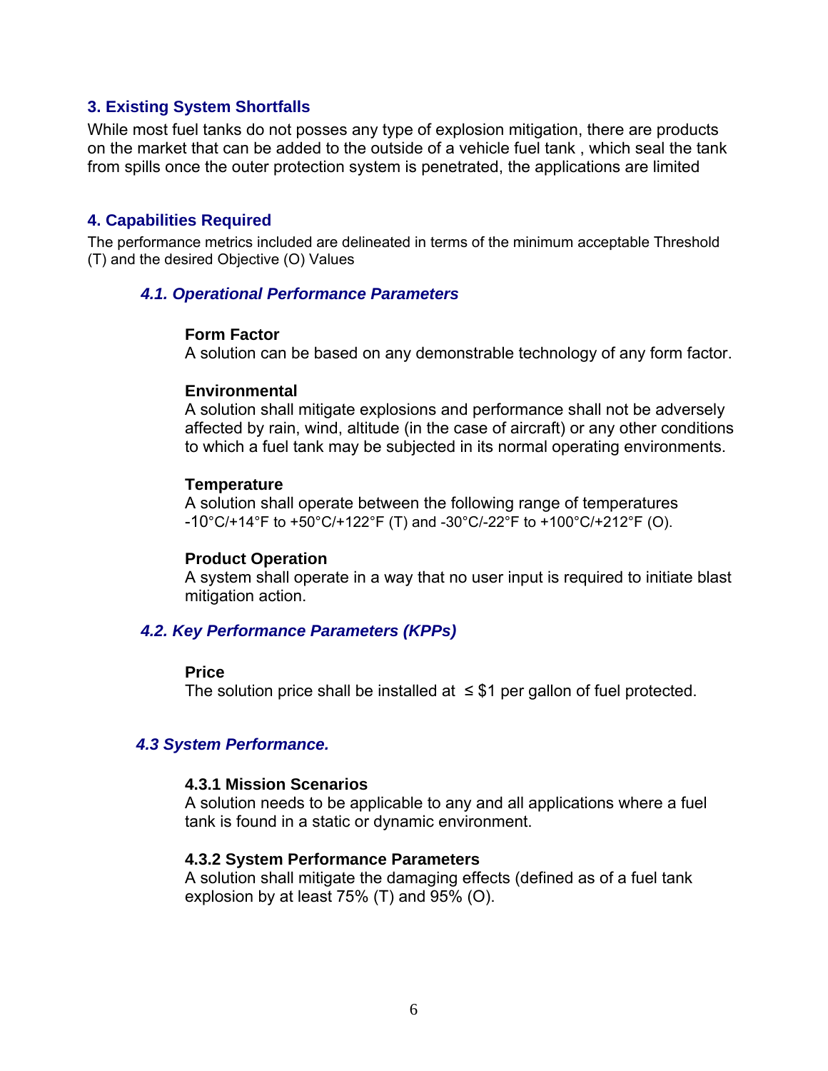## 3. Existing System Shortfalls

While most fuel tanks do not posses any type of explosion mitigation, there are products on the market that can be added to the outside of a vehicle fuel tank , which seal the tank from spills once the outer protection system is penetrated, the applications are limited

## 4. Capabilities Required

The performance metrics included are delineated in terms of the minimum acceptable Threshold (T) and the desired Objective (O) Values

### *4.1. Operational Performance Parameters*

**Form Factor**
A solution can be based on any demonstrable technology of any form factor.

**Environmental**
A solution shall mitigate explosions and performance shall not be adversely affected by rain, wind, altitude (in the case of aircraft) or any other conditions to which a fuel tank may be subjected in its normal operating environments.

**Temperature**
A solution shall operate between the following range of temperatures -10°C/+14°F to +50°C/+122°F (T) and -30°C/-22°F to +100°C/+212°F (O).

**Product Operation**
A system shall operate in a way that no user input is required to initiate blast mitigation action.

### *4.2. Key Performance Parameters (KPPs)*

**Price**
The solution price shall be installed at ≤ $1 per gallon of fuel protected.

### *4.3 System Performance.*

**4.3.1 Mission Scenarios**
A solution needs to be applicable to any and all applications where a fuel tank is found in a static or dynamic environment.

**4.3.2 System Performance Parameters**
A solution shall mitigate the damaging effects (defined as of a fuel tank explosion by at least 75% (T) and 95% (O).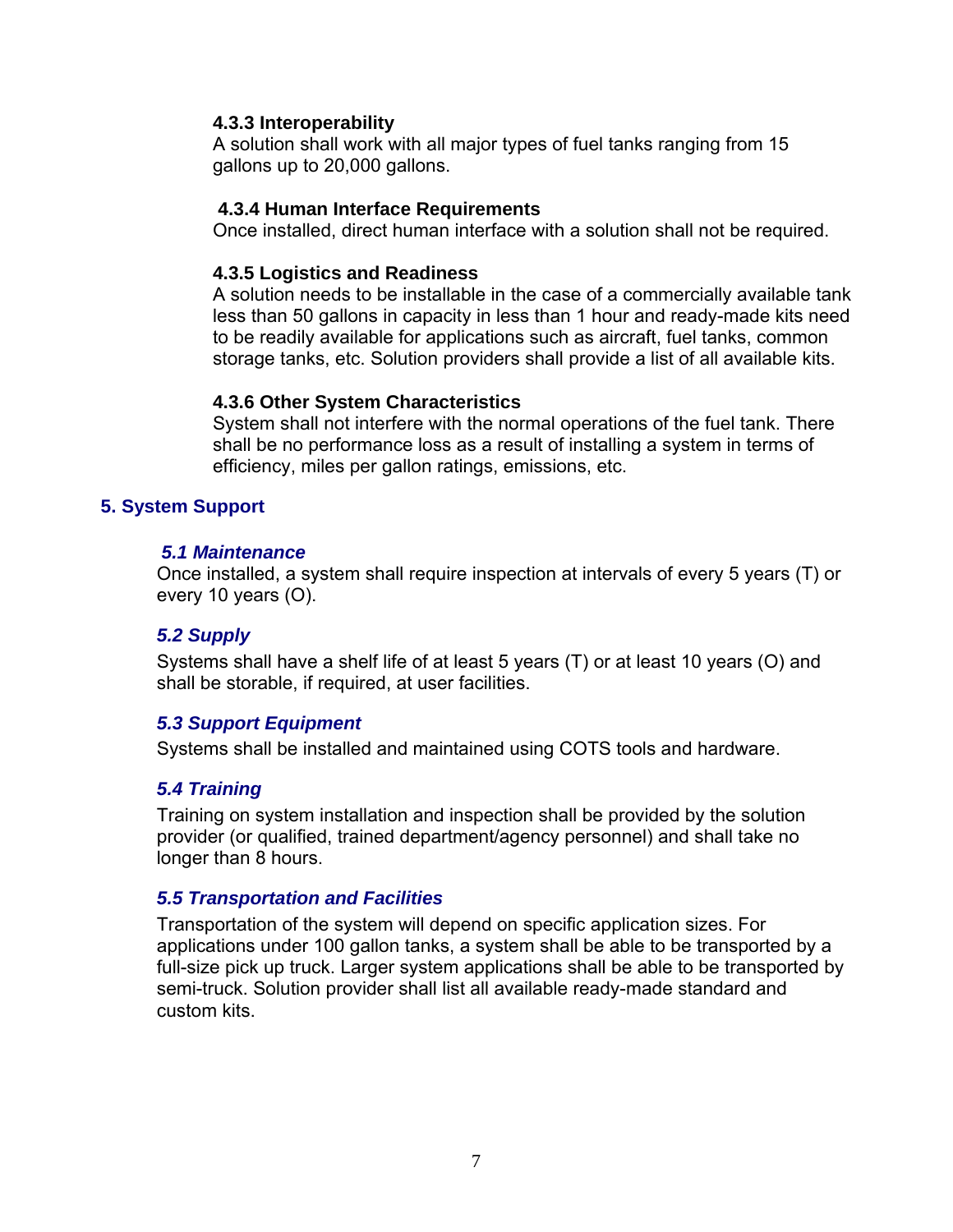#### 4.3.3 Interoperability

A solution shall work with all major types of fuel tanks ranging from 15 gallons up to 20,000 gallons.

#### 4.3.4 Human Interface Requirements

Once installed, direct human interface with a solution shall not be required.

#### 4.3.5 Logistics and Readiness

A solution needs to be installable in the case of a commercially available tank less than 50 gallons in capacity in less than 1 hour and ready-made kits need to be readily available for applications such as aircraft, fuel tanks, common storage tanks, etc. Solution providers shall provide a list of all available kits.

#### 4.3.6 Other System Characteristics

System shall not interfere with the normal operations of the fuel tank. There shall be no performance loss as a result of installing a system in terms of efficiency, miles per gallon ratings, emissions, etc.

## 5. System Support

### *5.1 Maintenance*

Once installed, a system shall require inspection at intervals of every 5 years (T) or every 10 years (O).

### *5.2 Supply*

Systems shall have a shelf life of at least 5 years (T) or at least 10 years (O) and shall be storable, if required, at user facilities.

### *5.3 Support Equipment*

Systems shall be installed and maintained using COTS tools and hardware.

### *5.4 Training*

Training on system installation and inspection shall be provided by the solution provider (or qualified, trained department/agency personnel) and shall take no longer than 8 hours.

### *5.5 Transportation and Facilities*

Transportation of the system will depend on specific application sizes. For applications under 100 gallon tanks, a system shall be able to be transported by a full-size pick up truck. Larger system applications shall be able to be transported by semi-truck. Solution provider shall list all available ready-made standard and custom kits.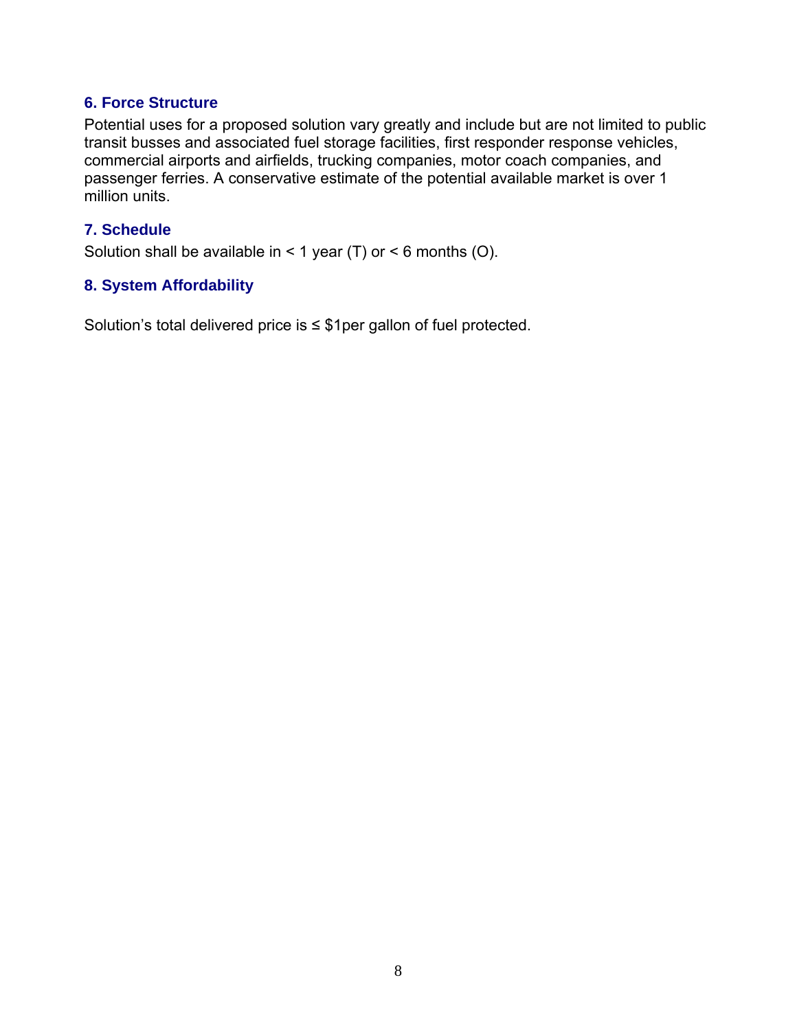### 6. Force Structure

Potential uses for a proposed solution vary greatly and include but are not limited to public transit busses and associated fuel storage facilities, first responder response vehicles, commercial airports and airfields, trucking companies, motor coach companies, and passenger ferries. A conservative estimate of the potential available market is over 1 million units.

### 7. Schedule

Solution shall be available in < 1 year (T) or < 6 months (O).

### 8. System Affordability

Solution's total delivered price is ≤ $1per gallon of fuel protected.